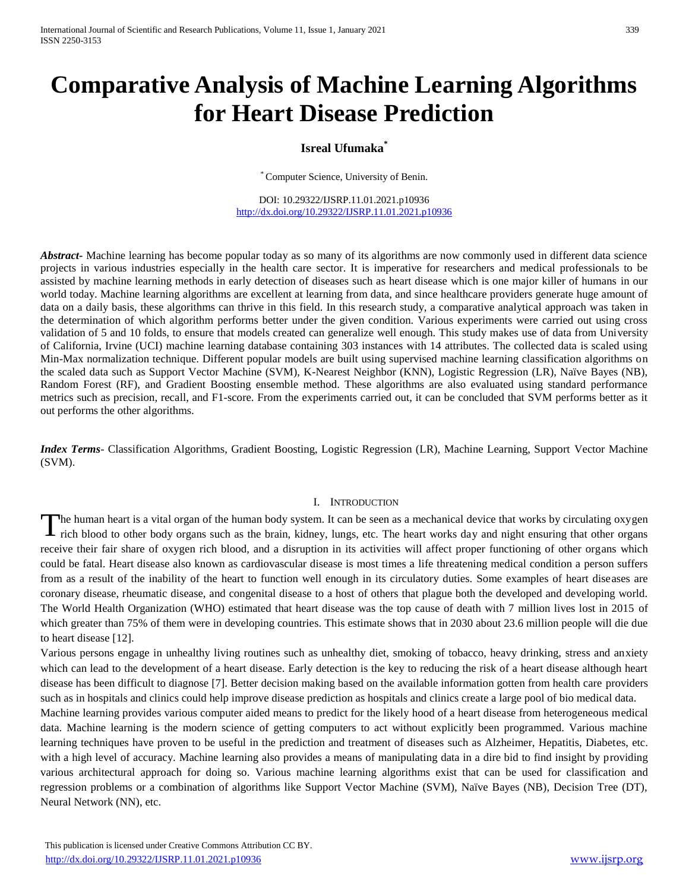# Comparative Analysis of Machine Learning Algorithms for Heart Disease Prediction

**Isreal Ufumaka***

* Computer Science, University of Benin.

DOI: 10.29322/IJSRP.11.01.2021.p10936
http://dx.doi.org/10.29322/IJSRP.11.01.2021.p10936

***Abstract*-** Machine learning has become popular today as so many of its algorithms are now commonly used in different data science projects in various industries especially in the health care sector. It is imperative for researchers and medical professionals to be assisted by machine learning methods in early detection of diseases such as heart disease which is one major killer of humans in our world today. Machine learning algorithms are excellent at learning from data, and since healthcare providers generate huge amount of data on a daily basis, these algorithms can thrive in this field. In this research study, a comparative analytical approach was taken in the determination of which algorithm performs better under the given condition. Various experiments were carried out using cross validation of 5 and 10 folds, to ensure that models created can generalize well enough. This study makes use of data from University of California, Irvine (UCI) machine learning database containing 303 instances with 14 attributes. The collected data is scaled using Min-Max normalization technique. Different popular models are built using supervised machine learning classification algorithms on the scaled data such as Support Vector Machine (SVM), K-Nearest Neighbor (KNN), Logistic Regression (LR), Naïve Bayes (NB), Random Forest (RF), and Gradient Boosting ensemble method. These algorithms are also evaluated using standard performance metrics such as precision, recall, and F1-score. From the experiments carried out, it can be concluded that SVM performs better as it out performs the other algorithms.

***Index Terms*-** Classification Algorithms, Gradient Boosting, Logistic Regression (LR), Machine Learning, Support Vector Machine (SVM).

## I. Introduction

The human heart is a vital organ of the human body system. It can be seen as a mechanical device that works by circulating oxygen rich blood to other body organs such as the brain, kidney, lungs, etc. The heart works day and night ensuring that other organs receive their fair share of oxygen rich blood, and a disruption in its activities will affect proper functioning of other organs which could be fatal. Heart disease also known as cardiovascular disease is most times a life threatening medical condition a person suffers from as a result of the inability of the heart to function well enough in its circulatory duties. Some examples of heart diseases are coronary disease, rheumatic disease, and congenital disease to a host of others that plague both the developed and developing world. The World Health Organization (WHO) estimated that heart disease was the top cause of death with 7 million lives lost in 2015 of which greater than 75% of them were in developing countries. This estimate shows that in 2030 about 23.6 million people will die due to heart disease [12].

Various persons engage in unhealthy living routines such as unhealthy diet, smoking of tobacco, heavy drinking, stress and anxiety which can lead to the development of a heart disease. Early detection is the key to reducing the risk of a heart disease although heart disease has been difficult to diagnose [7]. Better decision making based on the available information gotten from health care providers such as in hospitals and clinics could help improve disease prediction as hospitals and clinics create a large pool of bio medical data.

Machine learning provides various computer aided means to predict for the likely hood of a heart disease from heterogeneous medical data. Machine learning is the modern science of getting computers to act without explicitly been programmed. Various machine learning techniques have proven to be useful in the prediction and treatment of diseases such as Alzheimer, Hepatitis, Diabetes, etc. with a high level of accuracy. Machine learning also provides a means of manipulating data in a dire bid to find insight by providing various architectural approach for doing so. Various machine learning algorithms exist that can be used for classification and regression problems or a combination of algorithms like Support Vector Machine (SVM), Naïve Bayes (NB), Decision Tree (DT), Neural Network (NN), etc.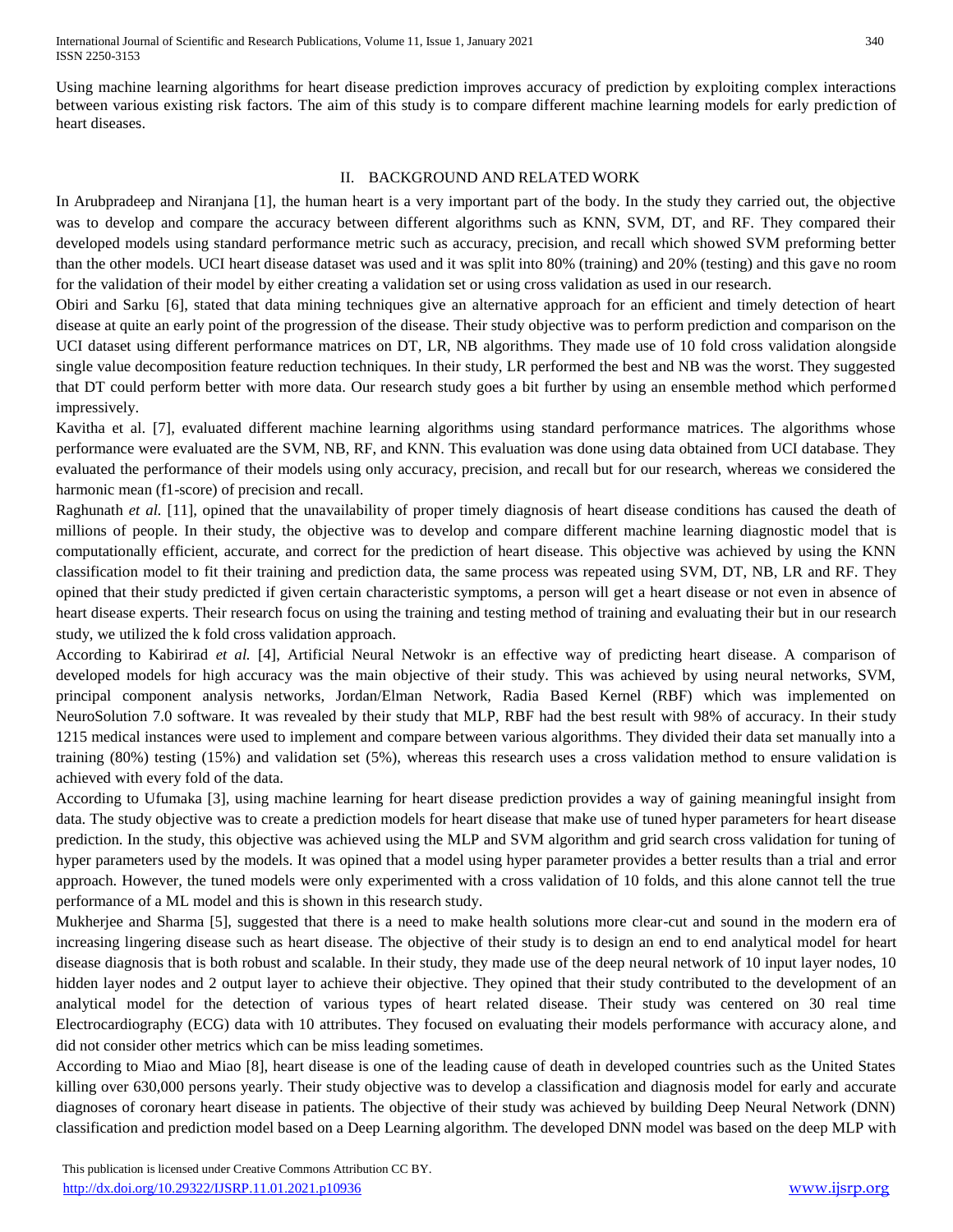Using machine learning algorithms for heart disease prediction improves accuracy of prediction by exploiting complex interactions between various existing risk factors. The aim of this study is to compare different machine learning models for early prediction of heart diseases.

## II. BACKGROUND AND RELATED WORK

In Arubpradeep and Niranjana [1], the human heart is a very important part of the body. In the study they carried out, the objective was to develop and compare the accuracy between different algorithms such as KNN, SVM, DT, and RF. They compared their developed models using standard performance metric such as accuracy, precision, and recall which showed SVM preforming better than the other models. UCI heart disease dataset was used and it was split into 80% (training) and 20% (testing) and this gave no room for the validation of their model by either creating a validation set or using cross validation as used in our research.

Obiri and Sarku [6], stated that data mining techniques give an alternative approach for an efficient and timely detection of heart disease at quite an early point of the progression of the disease. Their study objective was to perform prediction and comparison on the UCI dataset using different performance matrices on DT, LR, NB algorithms. They made use of 10 fold cross validation alongside single value decomposition feature reduction techniques. In their study, LR performed the best and NB was the worst. They suggested that DT could perform better with more data. Our research study goes a bit further by using an ensemble method which performed impressively.

Kavitha et al. [7], evaluated different machine learning algorithms using standard performance matrices. The algorithms whose performance were evaluated are the SVM, NB, RF, and KNN. This evaluation was done using data obtained from UCI database. They evaluated the performance of their models using only accuracy, precision, and recall but for our research, whereas we considered the harmonic mean (f1-score) of precision and recall.

Raghunath *et al.* [11], opined that the unavailability of proper timely diagnosis of heart disease conditions has caused the death of millions of people. In their study, the objective was to develop and compare different machine learning diagnostic model that is computationally efficient, accurate, and correct for the prediction of heart disease. This objective was achieved by using the KNN classification model to fit their training and prediction data, the same process was repeated using SVM, DT, NB, LR and RF. They opined that their study predicted if given certain characteristic symptoms, a person will get a heart disease or not even in absence of heart disease experts. Their research focus on using the training and testing method of training and evaluating their but in our research study, we utilized the k fold cross validation approach.

According to Kabirirad *et al.* [4], Artificial Neural Netwokr is an effective way of predicting heart disease. A comparison of developed models for high accuracy was the main objective of their study. This was achieved by using neural networks, SVM, principal component analysis networks, Jordan/Elman Network, Radia Based Kernel (RBF) which was implemented on NeuroSolution 7.0 software. It was revealed by their study that MLP, RBF had the best result with 98% of accuracy. In their study 1215 medical instances were used to implement and compare between various algorithms. They divided their data set manually into a training (80%) testing (15%) and validation set (5%), whereas this research uses a cross validation method to ensure validation is achieved with every fold of the data.

According to Ufumaka [3], using machine learning for heart disease prediction provides a way of gaining meaningful insight from data. The study objective was to create a prediction models for heart disease that make use of tuned hyper parameters for heart disease prediction. In the study, this objective was achieved using the MLP and SVM algorithm and grid search cross validation for tuning of hyper parameters used by the models. It was opined that a model using hyper parameter provides a better results than a trial and error approach. However, the tuned models were only experimented with a cross validation of 10 folds, and this alone cannot tell the true performance of a ML model and this is shown in this research study.

Mukherjee and Sharma [5], suggested that there is a need to make health solutions more clear-cut and sound in the modern era of increasing lingering disease such as heart disease. The objective of their study is to design an end to end analytical model for heart disease diagnosis that is both robust and scalable. In their study, they made use of the deep neural network of 10 input layer nodes, 10 hidden layer nodes and 2 output layer to achieve their objective. They opined that their study contributed to the development of an analytical model for the detection of various types of heart related disease. Their study was centered on 30 real time Electrocardiography (ECG) data with 10 attributes. They focused on evaluating their models performance with accuracy alone, and did not consider other metrics which can be miss leading sometimes.

According to Miao and Miao [8], heart disease is one of the leading cause of death in developed countries such as the United States killing over 630,000 persons yearly. Their study objective was to develop a classification and diagnosis model for early and accurate diagnoses of coronary heart disease in patients. The objective of their study was achieved by building Deep Neural Network (DNN) classification and prediction model based on a Deep Learning algorithm. The developed DNN model was based on the deep MLP with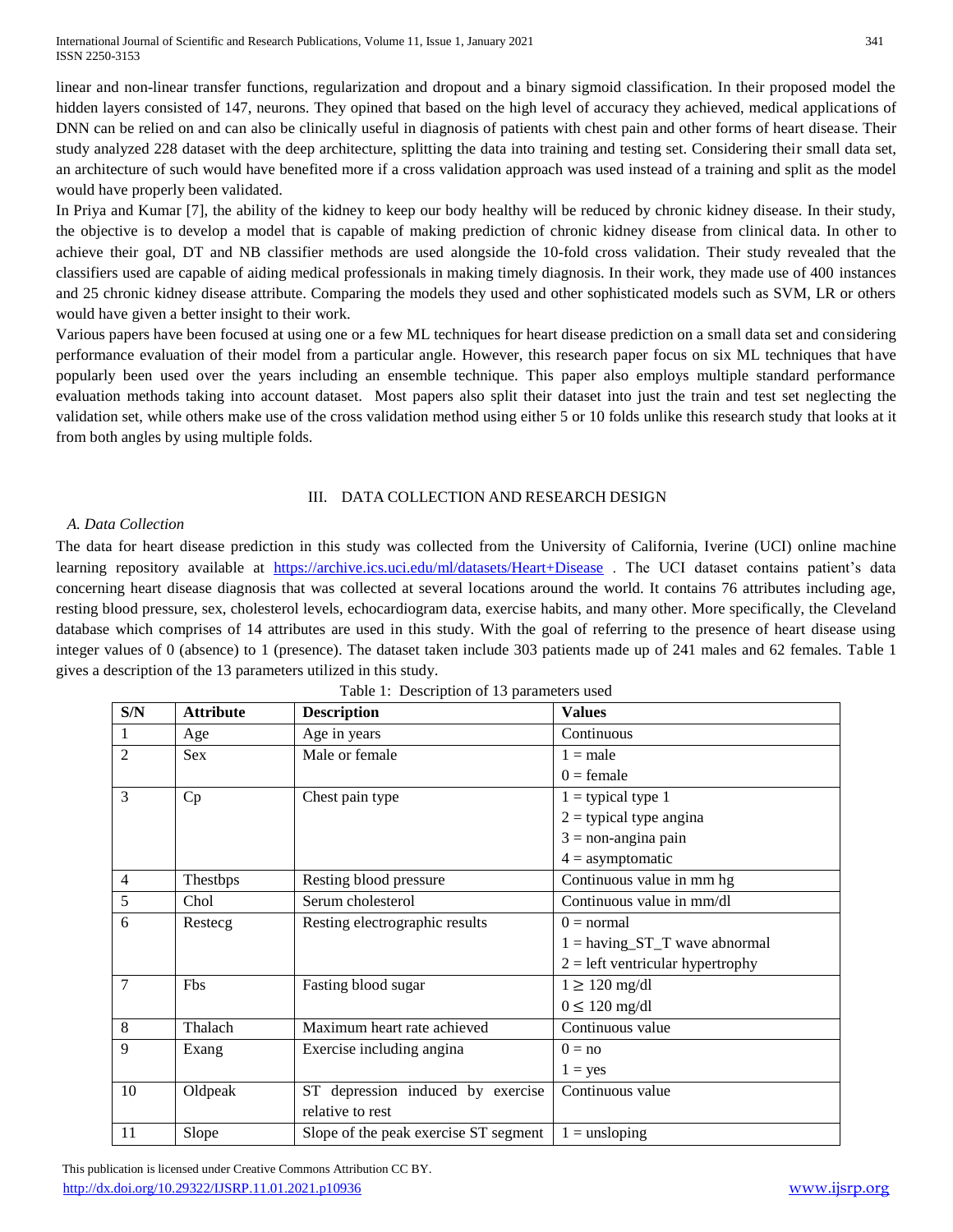linear and non-linear transfer functions, regularization and dropout and a binary sigmoid classification. In their proposed model the hidden layers consisted of 147, neurons. They opined that based on the high level of accuracy they achieved, medical applications of DNN can be relied on and can also be clinically useful in diagnosis of patients with chest pain and other forms of heart disease. Their study analyzed 228 dataset with the deep architecture, splitting the data into training and testing set. Considering their small data set, an architecture of such would have benefited more if a cross validation approach was used instead of a training and split as the model would have properly been validated.

In Priya and Kumar [7], the ability of the kidney to keep our body healthy will be reduced by chronic kidney disease. In their study, the objective is to develop a model that is capable of making prediction of chronic kidney disease from clinical data. In other to achieve their goal, DT and NB classifier methods are used alongside the 10-fold cross validation. Their study revealed that the classifiers used are capable of aiding medical professionals in making timely diagnosis. In their work, they made use of 400 instances and 25 chronic kidney disease attribute. Comparing the models they used and other sophisticated models such as SVM, LR or others would have given a better insight to their work.

Various papers have been focused at using one or a few ML techniques for heart disease prediction on a small data set and considering performance evaluation of their model from a particular angle. However, this research paper focus on six ML techniques that have popularly been used over the years including an ensemble technique. This paper also employs multiple standard performance evaluation methods taking into account dataset. Most papers also split their dataset into just the train and test set neglecting the validation set, while others make use of the cross validation method using either 5 or 10 folds unlike this research study that looks at it from both angles by using multiple folds.

## III. DATA COLLECTION AND RESEARCH DESIGN

### *A. Data Collection*

The data for heart disease prediction in this study was collected from the University of California, Iverine (UCI) online machine learning repository available at https://archive.ics.uci.edu/ml/datasets/Heart+Disease . The UCI dataset contains patient's data concerning heart disease diagnosis that was collected at several locations around the world. It contains 76 attributes including age, resting blood pressure, sex, cholesterol levels, echocardiogram data, exercise habits, and many other. More specifically, the Cleveland database which comprises of 14 attributes are used in this study. With the goal of referring to the presence of heart disease using integer values of 0 (absence) to 1 (presence). The dataset taken include 303 patients made up of 241 males and 62 females. Table 1 gives a description of the 13 parameters utilized in this study.

Table 1: Description of 13 parameters used

| S/N | Attribute | Description | Values |
|---|---|---|---|
| 1 | Age | Age in years | Continuous |
| 2 | Sex | Male or female | 1 = male<br>0 = female |
| 3 | Cp | Chest pain type | 1 = typical type 1<br>2 = typical type angina<br>3 = non-angina pain<br>4 = asymptomatic |
| 4 | Thestbps | Resting blood pressure | Continuous value in mm hg |
| 5 | Chol | Serum cholesterol | Continuous value in mm/dl |
| 6 | Restecg | Resting electrographic results | 0 = normal<br>1 = having_ST_T wave abnormal<br>2 = left ventricular hypertrophy |
| 7 | Fbs | Fasting blood sugar | 1 ≥ 120 mg/dl<br>0 ≤ 120 mg/dl |
| 8 | Thalach | Maximum heart rate achieved | Continuous value |
| 9 | Exang | Exercise including angina | 0 = no<br>1 = yes |
| 10 | Oldpeak | ST depression induced by exercise relative to rest | Continuous value |
| 11 | Slope | Slope of the peak exercise ST segment | 1 = unsloping |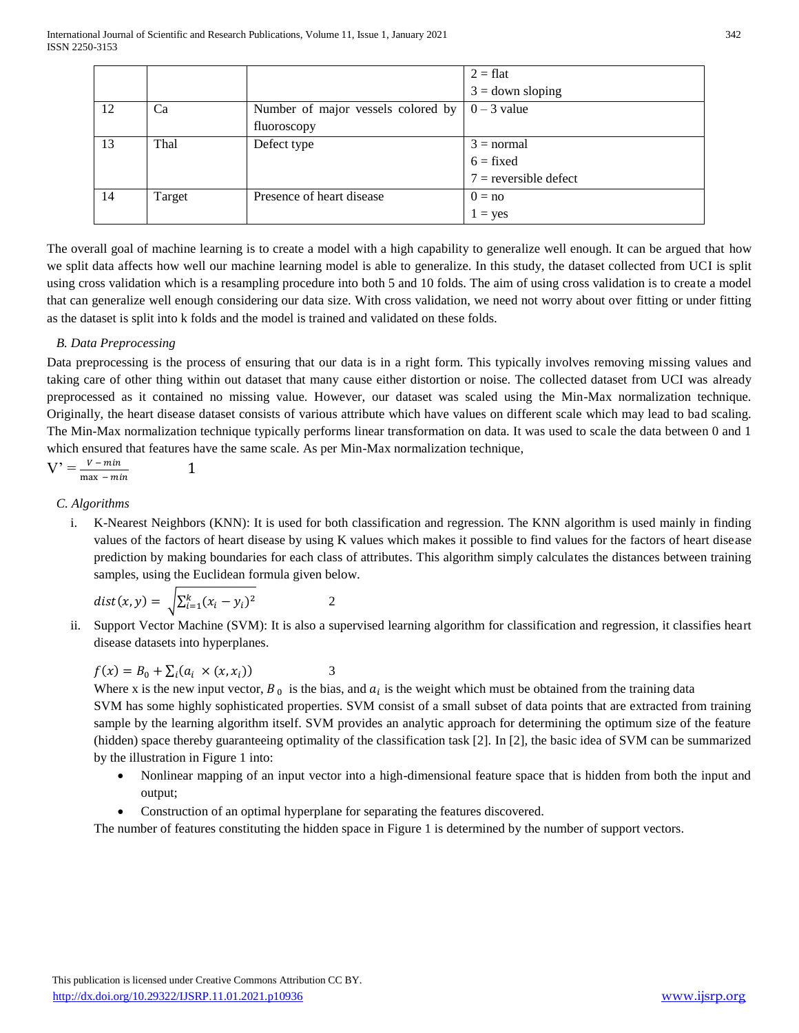| | | | 2 = flat<br>3 = down sloping |
|---|---|---|---|
| 12 | Ca | Number of major vessels colored by fluoroscopy | 0 – 3 value |
| 13 | Thal | Defect type | 3 = normal<br>6 = fixed<br>7 = reversible defect |
| 14 | Target | Presence of heart disease | 0 = no<br>1 = yes |

The overall goal of machine learning is to create a model with a high capability to generalize well enough. It can be argued that how we split data affects how well our machine learning model is able to generalize. In this study, the dataset collected from UCI is split using cross validation which is a resampling procedure into both 5 and 10 folds. The aim of using cross validation is to create a model that can generalize well enough considering our data size. With cross validation, we need not worry about over fitting or under fitting as the dataset is split into k folds and the model is trained and validated on these folds.

### *B. Data Preprocessing*

Data preprocessing is the process of ensuring that our data is in a right form. This typically involves removing missing values and taking care of other thing within out dataset that many cause either distortion or noise. The collected dataset from UCI was already preprocessed as it contained no missing value. However, our dataset was scaled using the Min-Max normalization technique. Originally, the heart disease dataset consists of various attribute which have values on different scale which may lead to bad scaling. The Min-Max normalization technique typically performs linear transformation on data. It was used to scale the data between 0 and 1 which ensured that features have the same scale. As per Min-Max normalization technique,

$$V' = \frac{V - min}{\max - min} \qquad 1$$

### *C. Algorithms*

i. K-Nearest Neighbors (KNN): It is used for both classification and regression. The KNN algorithm is used mainly in finding values of the factors of heart disease by using K values which makes it possible to find values for the factors of heart disease prediction by making boundaries for each class of attributes. This algorithm simply calculates the distances between training samples, using the Euclidean formula given below.

$$dist(x, y) = \sqrt{\sum_{i=1}^{k} (x_i - y_i)^2} \qquad 2$$

ii. Support Vector Machine (SVM): It is also a supervised learning algorithm for classification and regression, it classifies heart disease datasets into hyperplanes.

$$f(x) = B_0 + \sum_i (a_i \times (x, x_i)) \qquad 3$$

Where x is the new input vector, $B_0$ is the bias, and $a_i$ is the weight which must be obtained from the training data

SVM has some highly sophisticated properties. SVM consist of a small subset of data points that are extracted from training sample by the learning algorithm itself. SVM provides an analytic approach for determining the optimum size of the feature (hidden) space thereby guaranteeing optimality of the classification task [2]. In [2], the basic idea of SVM can be summarized by the illustration in Figure 1 into:

- Nonlinear mapping of an input vector into a high-dimensional feature space that is hidden from both the input and output;
- Construction of an optimal hyperplane for separating the features discovered.

The number of features constituting the hidden space in Figure 1 is determined by the number of support vectors.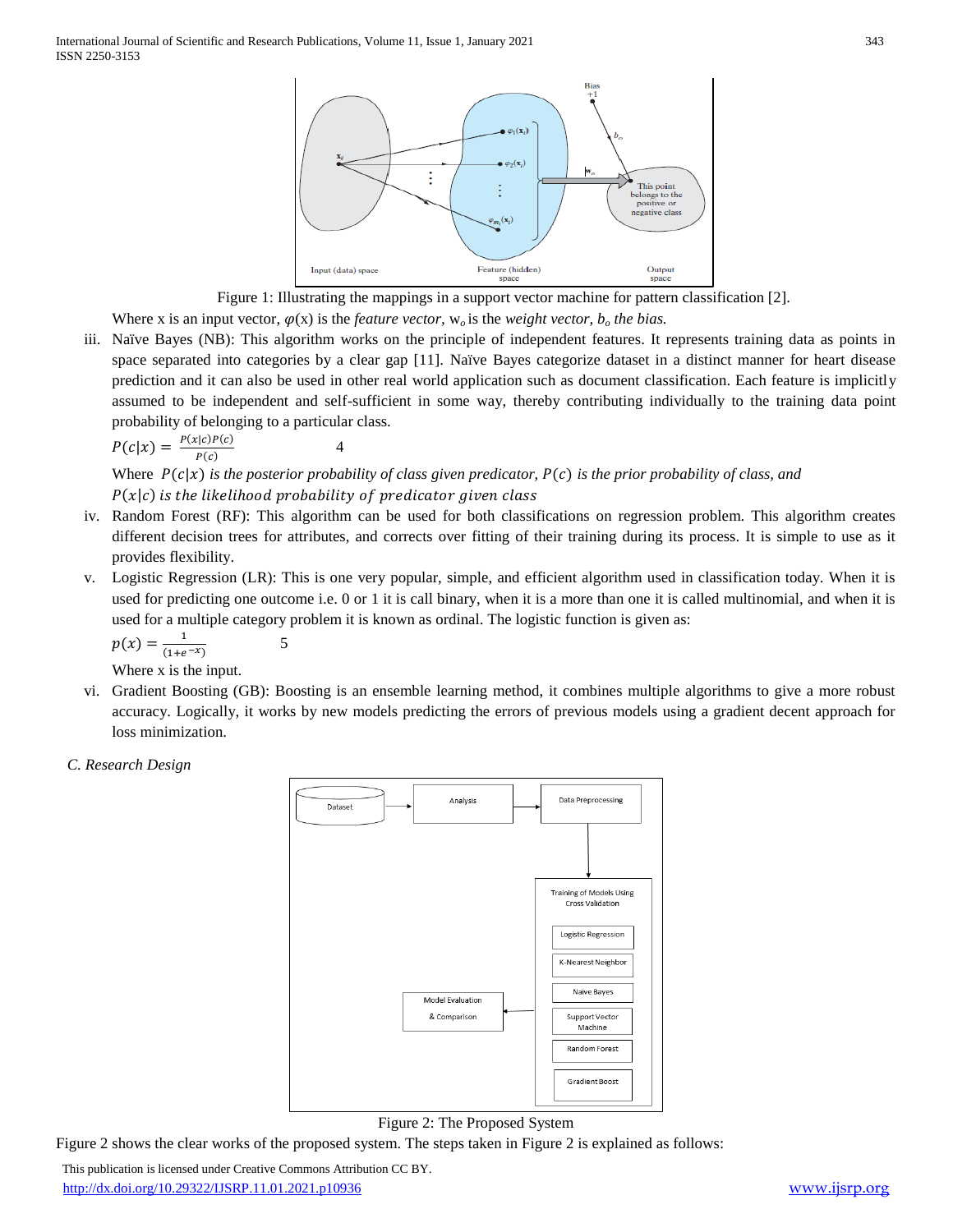Figure 1: Illustrating the mappings in a support vector machine for pattern classification [2].

Where x is an input vector, $\varphi$(x) is the *feature vector,* $w_o$ is the *weight vector,* $b_o$ *the bias.*

iii. Naïve Bayes (NB): This algorithm works on the principle of independent features. It represents training data as points in space separated into categories by a clear gap [11]. Naïve Bayes categorize dataset in a distinct manner for heart disease prediction and it can also be used in other real world application such as document classification. Each feature is implicitly assumed to be independent and self-sufficient in some way, thereby contributing individually to the training data point probability of belonging to a particular class.

$$P(c|x) = \frac{P(x|c)P(c)}{P(c)} \qquad 4$$

Where $P(c|x)$ *is the posterior probability of class given predictor,* $P(c)$ *is the prior probability of class, and* $P(x|c)$ *is the likelihood probability of predicator given class*

iv. Random Forest (RF): This algorithm can be used for both classifications on regression problem. This algorithm creates different decision trees for attributes, and corrects over fitting of their training during its process. It is simple to use as it provides flexibility.

v. Logistic Regression (LR): This is one very popular, simple, and efficient algorithm used in classification today. When it is used for predicting one outcome i.e. 0 or 1 it is call binary, when it is a more than one it is called multinomial, and when it is used for a multiple category problem it is known as ordinal. The logistic function is given as:

$$p(x) = \frac{1}{(1+e^{-x})} \qquad 5$$

Where x is the input.

vi. Gradient Boosting (GB): Boosting is an ensemble learning method, it combines multiple algorithms to give a more robust accuracy. Logically, it works by new models predicting the errors of previous models using a gradient decent approach for loss minimization.

### *C. Research Design*

Figure 2: The Proposed System

Figure 2 shows the clear works of the proposed system. The steps taken in Figure 2 is explained as follows: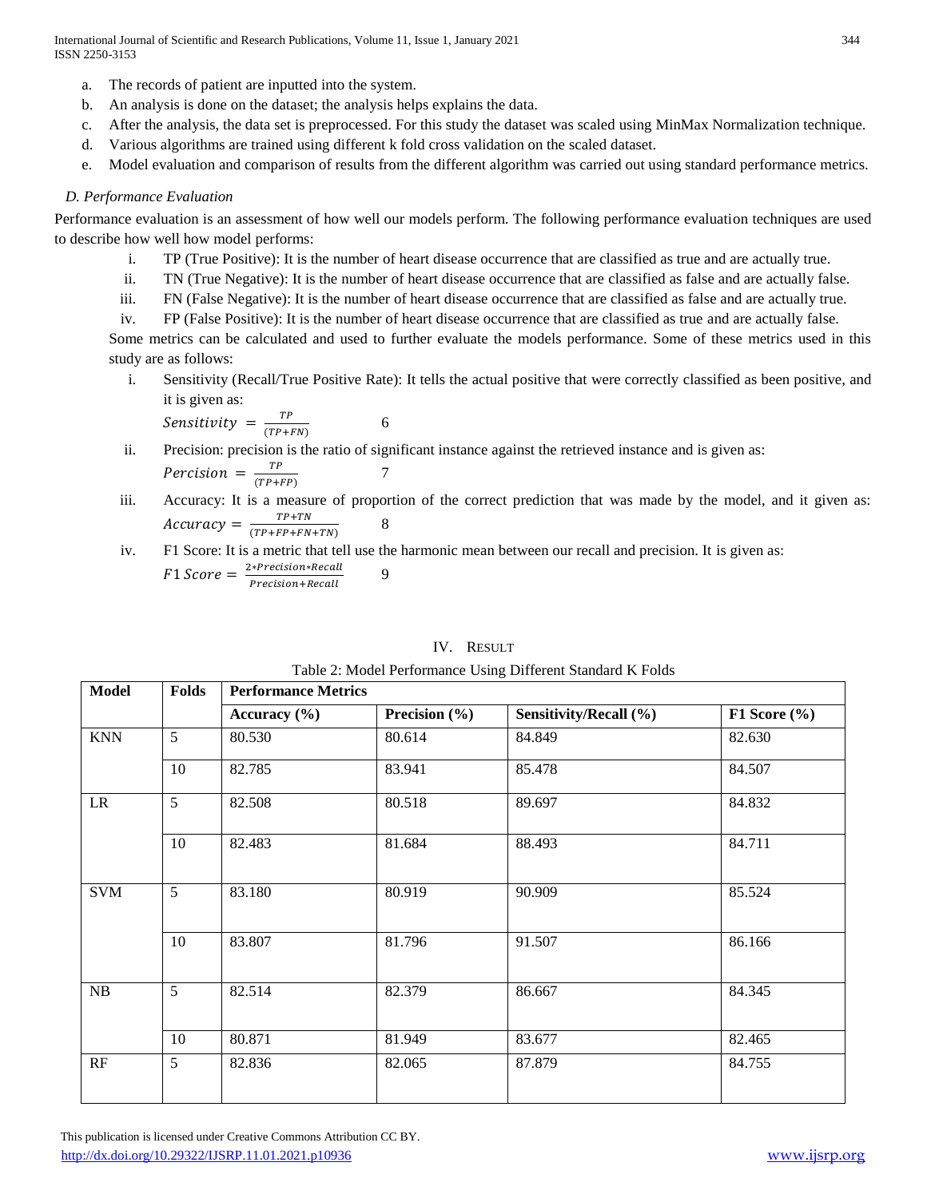a. The records of patient are inputted into the system.
b. An analysis is done on the dataset; the analysis helps explains the data.
c. After the analysis, the data set is preprocessed. For this study the dataset was scaled using MinMax Normalization technique.
d. Various algorithms are trained using different k fold cross validation on the scaled dataset.
e. Model evaluation and comparison of results from the different algorithm was carried out using standard performance metrics.

### *D. Performance Evaluation*

Performance evaluation is an assessment of how well our models perform. The following performance evaluation techniques are used to describe how well how model performs:

i. TP (True Positive): It is the number of heart disease occurrence that are classified as true and are actually true.
ii. TN (True Negative): It is the number of heart disease occurrence that are classified as false and are actually false.
iii. FN (False Negative): It is the number of heart disease occurrence that are classified as false and are actually true.
iv. FP (False Positive): It is the number of heart disease occurrence that are classified as true and are actually false.

Some metrics can be calculated and used to further evaluate the models performance. Some of these metrics used in this study are as follows:

i. Sensitivity (Recall/True Positive Rate): It tells the actual positive that were correctly classified as been positive, and it is given as:

$$Sensitivity = \frac{TP}{(TP+FN)} \qquad 6$$

ii. Precision: precision is the ratio of significant instance against the retrieved instance and is given as:

$$Percision = \frac{TP}{(TP+FP)} \qquad 7$$

iii. Accuracy: It is a measure of proportion of the correct prediction that was made by the model, and it given as:

$$Accuracy = \frac{TP+TN}{(TP+FP+FN+TN)} \qquad 8$$

iv. F1 Score: It is a metric that tell use the harmonic mean between our recall and precision. It is given as:

$$F1\,Score = \frac{2*Precision*Recall}{Precision+Recall} \qquad 9$$

## IV. Result

Table 2: Model Performance Using Different Standard K Folds

| Model | Folds | Performance Metrics | | | |
|---|---|---|---|---|---|
| | | Accuracy (%) | Precision (%) | Sensitivity/Recall (%) | F1 Score (%) |
| KNN | 5 | 80.530 | 80.614 | 84.849 | 82.630 |
| | 10 | 82.785 | 83.941 | 85.478 | 84.507 |
| LR | 5 | 82.508 | 80.518 | 89.697 | 84.832 |
| | 10 | 82.483 | 81.684 | 88.493 | 84.711 |
| SVM | 5 | 83.180 | 80.919 | 90.909 | 85.524 |
| | 10 | 83.807 | 81.796 | 91.507 | 86.166 |
| NB | 5 | 82.514 | 82.379 | 86.667 | 84.345 |
| | 10 | 80.871 | 81.949 | 83.677 | 82.465 |
| RF | 5 | 82.836 | 82.065 | 87.879 | 84.755 |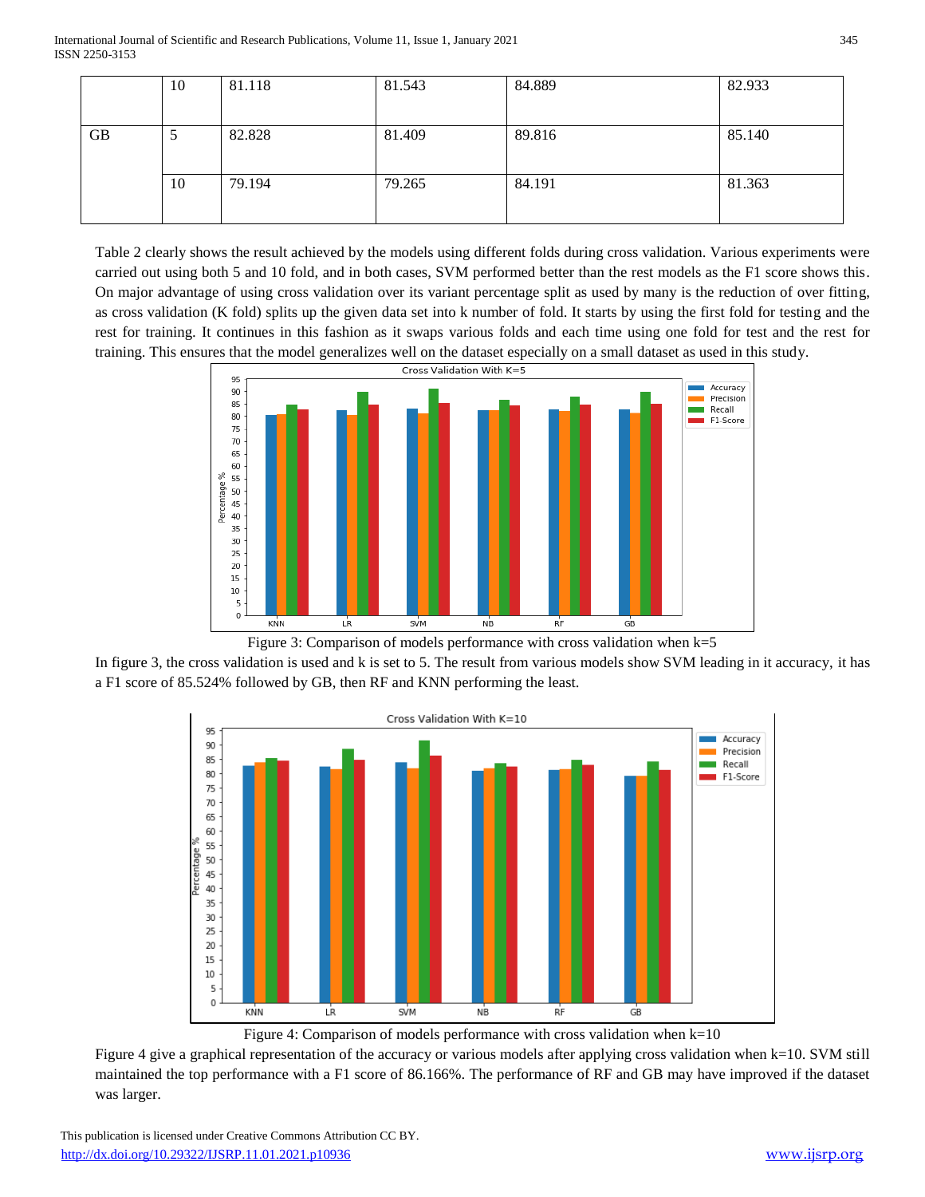|  | 10 | 81.118 | 81.543 | 84.889 | 82.933 |
|---|---|---|---|---|---|
| GB | 5 | 82.828 | 81.409 | 89.816 | 85.140 |
|  | 10 | 79.194 | 79.265 | 84.191 | 81.363 |

Table 2 clearly shows the result achieved by the models using different folds during cross validation. Various experiments were carried out using both 5 and 10 fold, and in both cases, SVM performed better than the rest models as the F1 score shows this. On major advantage of using cross validation over its variant percentage split as used by many is the reduction of over fitting, as cross validation (K fold) splits up the given data set into k number of fold. It starts by using the first fold for testing and the rest for training. It continues in this fashion as it swaps various folds and each time using one fold for test and the rest for training. This ensures that the model generalizes well on the dataset especially on a small dataset as used in this study.

Figure 3: Comparison of models performance with cross validation when k=5

In figure 3, the cross validation is used and k is set to 5. The result from various models show SVM leading in it accuracy, it has a F1 score of 85.524% followed by GB, then RF and KNN performing the least.

Figure 4: Comparison of models performance with cross validation when k=10

Figure 4 give a graphical representation of the accuracy or various models after applying cross validation when k=10. SVM still maintained the top performance with a F1 score of 86.166%. The performance of RF and GB may have improved if the dataset was larger.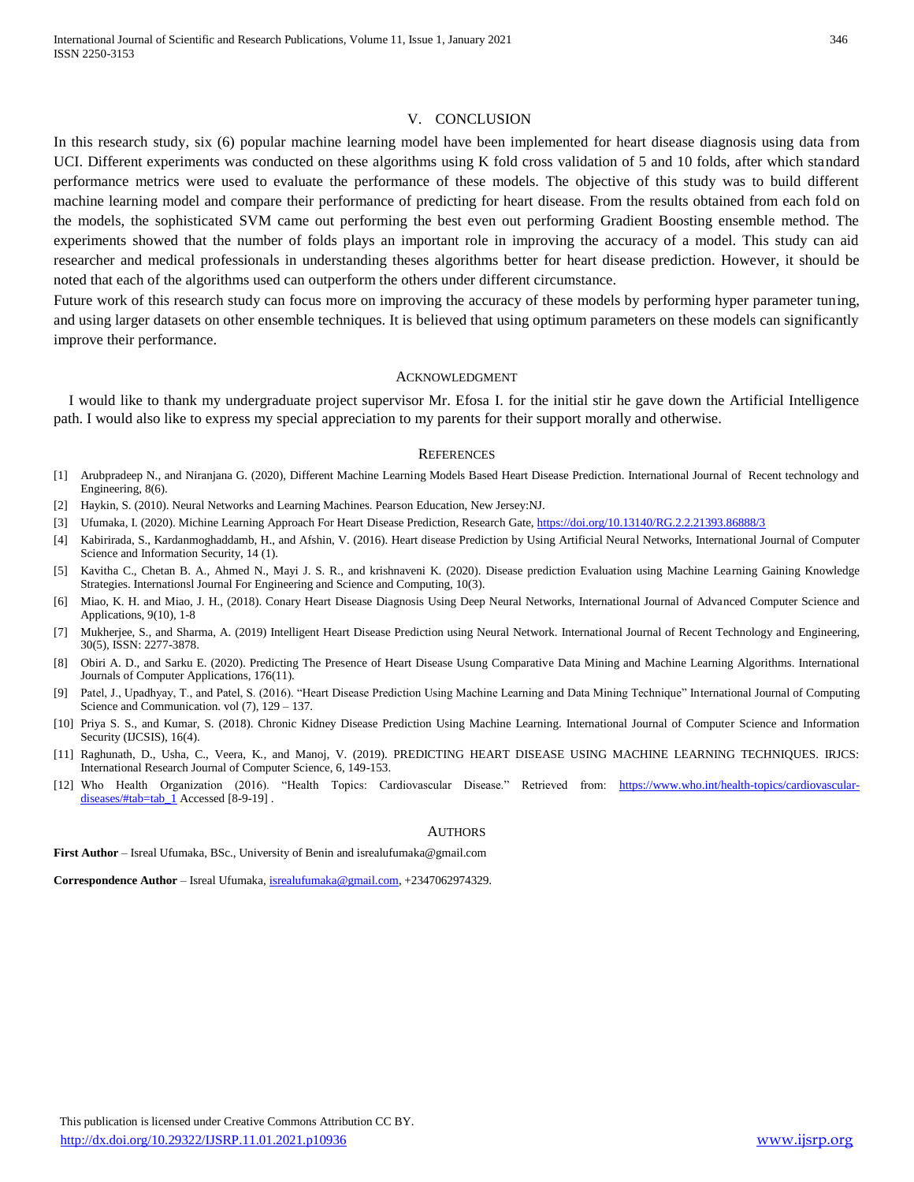## V. CONCLUSION

In this research study, six (6) popular machine learning model have been implemented for heart disease diagnosis using data from UCI. Different experiments was conducted on these algorithms using K fold cross validation of 5 and 10 folds, after which standard performance metrics were used to evaluate the performance of these models. The objective of this study was to build different machine learning model and compare their performance of predicting for heart disease. From the results obtained from each fold on the models, the sophisticated SVM came out performing the best even out performing Gradient Boosting ensemble method. The experiments showed that the number of folds plays an important role in improving the accuracy of a model. This study can aid researcher and medical professionals in understanding theses algorithms better for heart disease prediction. However, it should be noted that each of the algorithms used can outperform the others under different circumstance.

Future work of this research study can focus more on improving the accuracy of these models by performing hyper parameter tuning, and using larger datasets on other ensemble techniques. It is believed that using optimum parameters on these models can significantly improve their performance.

## ACKNOWLEDGMENT

I would like to thank my undergraduate project supervisor Mr. Efosa I. for the initial stir he gave down the Artificial Intelligence path. I would also like to express my special appreciation to my parents for their support morally and otherwise.

## REFERENCES

[1] Arubpradeep N., and Niranjana G. (2020), Different Machine Learning Models Based Heart Disease Prediction. International Journal of Recent technology and Engineering, 8(6).

[2] Haykin, S. (2010). Neural Networks and Learning Machines. Pearson Education, New Jersey:NJ.

[3] Ufumaka, I. (2020). Michine Learning Approach For Heart Disease Prediction, Research Gate, https://doi.org/10.13140/RG.2.2.21393.86888/3

[4] Kabirirada, S., Kardanmoghaddamb, H., and Afshin, V. (2016). Heart disease Prediction by Using Artificial Neural Networks, International Journal of Computer Science and Information Security, 14 (1).

[5] Kavitha C., Chetan B. A., Ahmed N., Mayi J. S. R., and krishnaveni K. (2020). Disease prediction Evaluation using Machine Learning Gaining Knowledge Strategies. Internationsl Journal For Engineering and Science and Computing, 10(3).

[6] Miao, K. H. and Miao, J. H., (2018). Conary Heart Disease Diagnosis Using Deep Neural Networks, International Journal of Advanced Computer Science and Applications, 9(10), 1-8

[7] Mukherjee, S., and Sharma, A. (2019) Intelligent Heart Disease Prediction using Neural Network. International Journal of Recent Technology and Engineering, 30(5), ISSN: 2277-3878.

[8] Obiri A. D., and Sarku E. (2020). Predicting The Presence of Heart Disease Usung Comparative Data Mining and Machine Learning Algorithms. International Journals of Computer Applications, 176(11).

[9] Patel, J., Upadhyay, T., and Patel, S. (2016). "Heart Disease Prediction Using Machine Learning and Data Mining Technique" International Journal of Computing Science and Communication. vol (7), 129 – 137.

[10] Priya S. S., and Kumar, S. (2018). Chronic Kidney Disease Prediction Using Machine Learning. International Journal of Computer Science and Information Security (IJCSIS), 16(4).

[11] Raghunath, D., Usha, C., Veera, K., and Manoj, V. (2019). PREDICTING HEART DISEASE USING MACHINE LEARNING TECHNIQUES. IRJCS: International Research Journal of Computer Science, 6, 149-153.

[12] Who Health Organization (2016). "Health Topics: Cardiovascular Disease." Retrieved from: https://www.who.int/health-topics/cardiovascular-diseases/#tab=tab_1 Accessed [8-9-19] .

## AUTHORS

**First Author** – Isreal Ufumaka, BSc., University of Benin and isrealufumaka@gmail.com

**Correspondence Author** – Isreal Ufumaka, isrealufumaka@gmail.com, +2347062974329.

This publication is licensed under Creative Commons Attribution CC BY.
http://dx.doi.org/10.29322/IJSRP.11.01.2021.p10936